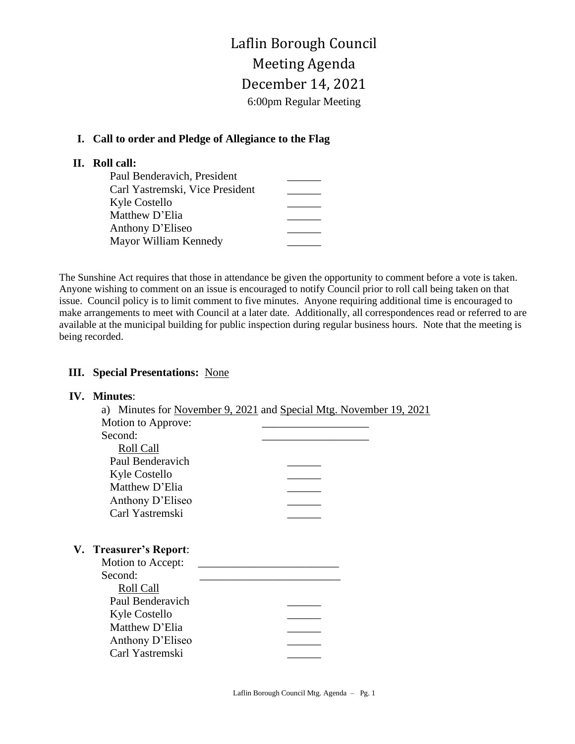# Laflin Borough Council

## Meeting Agenda

## December 14, 2021

6:00pm Regular Meeting

**I. Call to order and Pledge of Allegiance to the Flag**

**II. Roll call:**

| | |
|---|---|
| Paul Benderavich, President | ______ |
| Carl Yastremski, Vice President | ______ |
| Kyle Costello | ______ |
| Matthew D'Elia | ______ |
| Anthony D'Eliseo | ______ |
| Mayor William Kennedy | ______ |

The Sunshine Act requires that those in attendance be given the opportunity to comment before a vote is taken. Anyone wishing to comment on an issue is encouraged to notify Council prior to roll call being taken on that issue. Council policy is to limit comment to five minutes. Anyone requiring additional time is encouraged to make arrangements to meet with Council at a later date. Additionally, all correspondences read or referred to are available at the municipal building for public inspection during regular business hours. Note that the meeting is being recorded.

**III. Special Presentations:** <u>None</u>

**IV. Minutes**:

a) Minutes for <u>November 9, 2021</u> and <u>Special Mtg. November 19, 2021</u>

Motion to Approve: __________________

Second: __________________

<u>Roll Call</u>

| | |
|---|---|
| Paul Benderavich | ______ |
| Kyle Costello | ______ |
| Matthew D'Elia | ______ |
| Anthony D'Eliseo | ______ |
| Carl Yastremski | ______ |

**V. Treasurer's Report**:

Motion to Accept: ________________________

Second: ________________________

<u>Roll Call</u>

| | |
|---|---|
| Paul Benderavich | ______ |
| Kyle Costello | ______ |
| Matthew D'Elia | ______ |
| Anthony D'Eliseo | ______ |
| Carl Yastremski | ______ |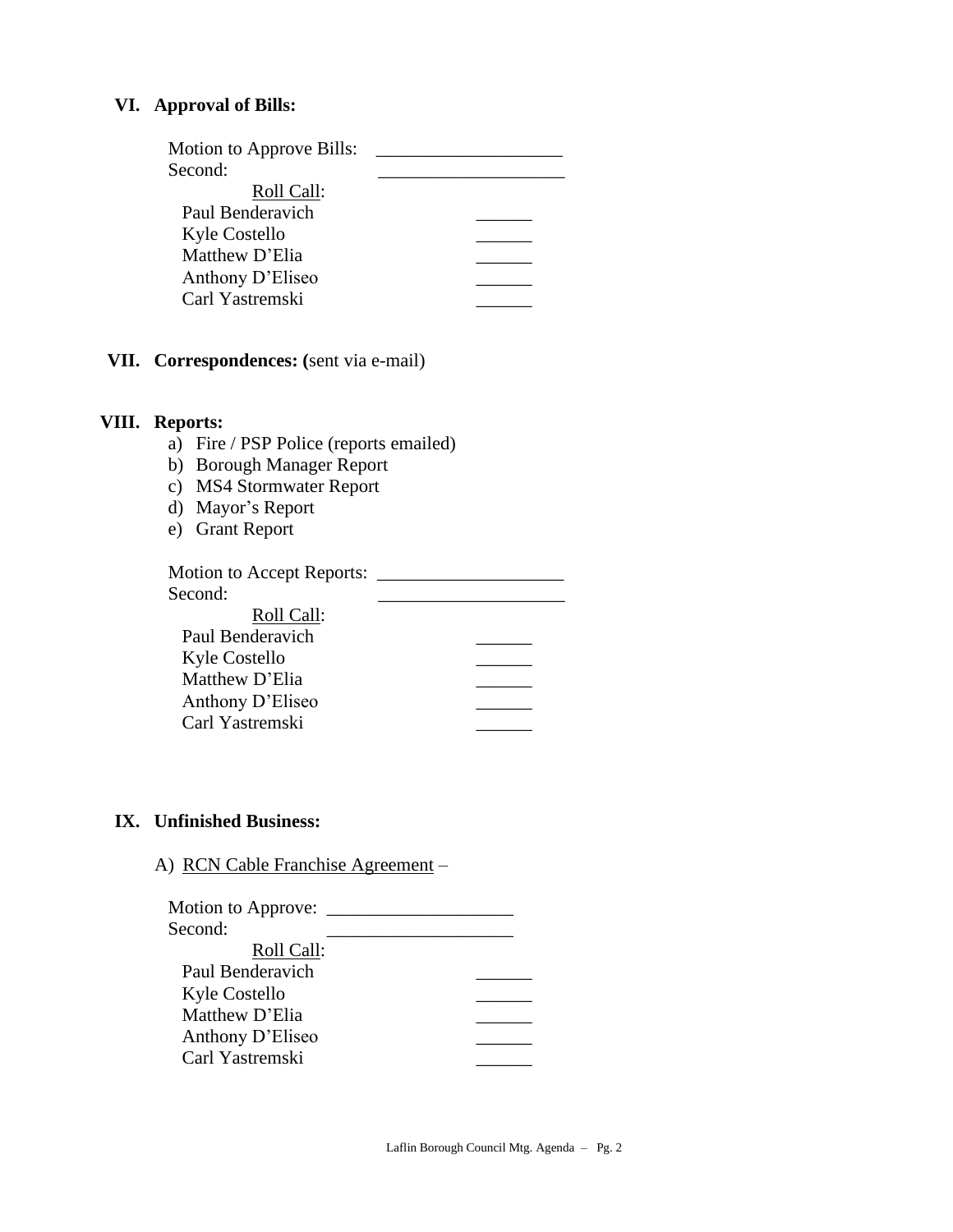## VI. Approval of Bills:

Motion to Approve Bills: ____________________
Second: ____________________

Roll Call:

| | |
|---|---|
| Paul Benderavich | ______ |
| Kyle Costello | ______ |
| Matthew D'Elia | ______ |
| Anthony D'Eliseo | ______ |
| Carl Yastremski | ______ |

## VII. Correspondences: (sent via e-mail)

## VIII. Reports:

a) Fire / PSP Police (reports emailed)
b) Borough Manager Report
c) MS4 Stormwater Report
d) Mayor's Report
e) Grant Report

Motion to Accept Reports: ____________________
Second: ____________________

Roll Call:

| | |
|---|---|
| Paul Benderavich | ______ |
| Kyle Costello | ______ |
| Matthew D'Elia | ______ |
| Anthony D'Eliseo | ______ |
| Carl Yastremski | ______ |

## IX. Unfinished Business:

A) RCN Cable Franchise Agreement –

Motion to Approve: ____________________
Second: ____________________

Roll Call:

| | |
|---|---|
| Paul Benderavich | ______ |
| Kyle Costello | ______ |
| Matthew D'Elia | ______ |
| Anthony D'Eliseo | ______ |
| Carl Yastremski | ______ |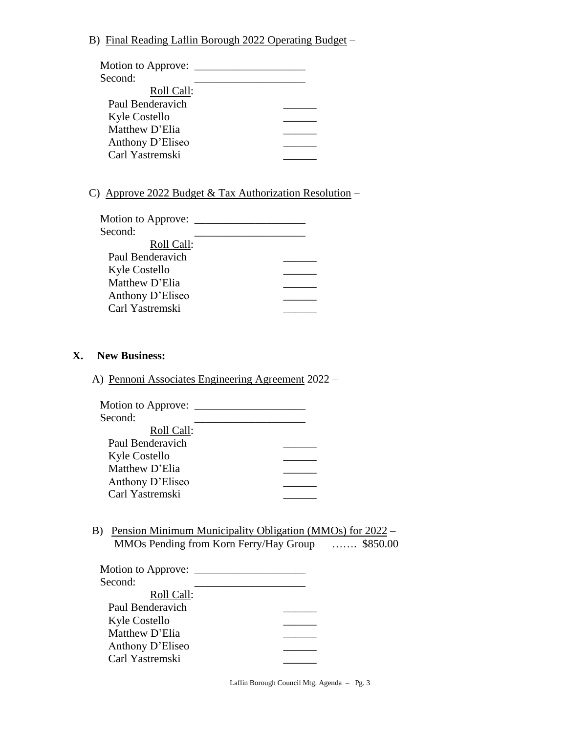B) <u>Final Reading Laflin Borough 2022 Operating Budget</u> –

Motion to Approve: ____________________
Second: ____________________
<u>Roll Call</u>:
Paul Benderavich ______
Kyle Costello ______
Matthew D'Elia ______
Anthony D'Eliseo ______
Carl Yastremski ______

C) <u>Approve 2022 Budget & Tax Authorization Resolution</u> –

Motion to Approve: ____________________
Second: ____________________
<u>Roll Call</u>:
Paul Benderavich ______
Kyle Costello ______
Matthew D'Elia ______
Anthony D'Eliseo ______
Carl Yastremski ______

## X. New Business:

A) <u>Pennoni Associates Engineering Agreement</u> 2022 –

Motion to Approve: ____________________
Second: ____________________
<u>Roll Call</u>:
Paul Benderavich ______
Kyle Costello ______
Matthew D'Elia ______
Anthony D'Eliseo ______
Carl Yastremski ______

B) <u>Pension Minimum Municipality Obligation (MMOs) for 2022</u> –
MMOs Pending from Korn Ferry/Hay Group ……. $850.00

Motion to Approve: ____________________
Second: ____________________
<u>Roll Call</u>:
Paul Benderavich ______
Kyle Costello ______
Matthew D'Elia ______
Anthony D'Eliseo ______
Carl Yastremski ______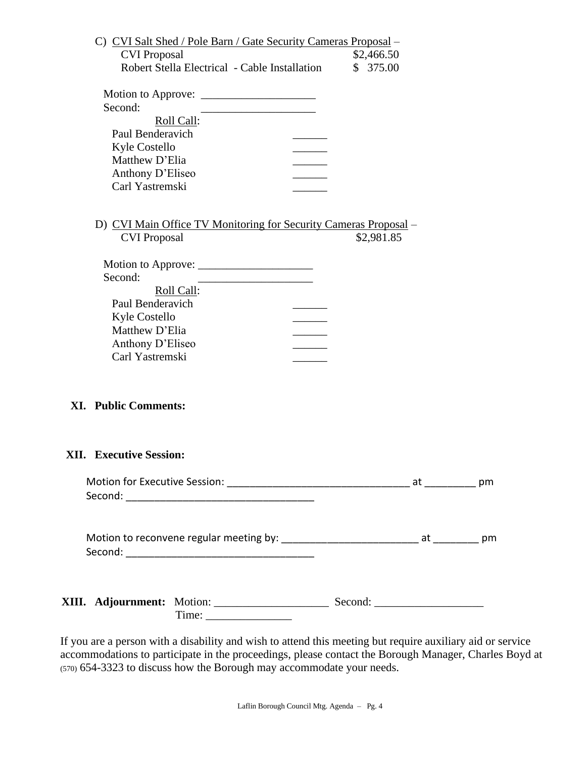C) <u>CVI Salt Shed / Pole Barn / Gate Security Cameras Proposal</u> –

| | |
|---|---|
| CVI Proposal | $2,466.50 |
| Robert Stella Electrical - Cable Installation | $ 375.00 |

Motion to Approve: ____________________
Second: ____________________

<u>Roll Call</u>:

Paul Benderavich ______
Kyle Costello ______
Matthew D'Elia ______
Anthony D'Eliseo ______
Carl Yastremski ______

D) <u>CVI Main Office TV Monitoring for Security Cameras Proposal</u> –

| | |
|---|---|
| CVI Proposal | $2,981.85 |

Motion to Approve: ____________________
Second: ____________________

<u>Roll Call</u>:

Paul Benderavich ______
Kyle Costello ______
Matthew D'Elia ______
Anthony D'Eliseo ______
Carl Yastremski ______

**XI. Public Comments:**

**XII. Executive Session:**

Motion for Executive Session: ________________________________ at _________ pm
Second: _________________________________

Motion to reconvene regular meeting by: ________________________ at ________ pm
Second: _________________________________

**XIII. Adjournment:** Motion: ____________________ Second: ___________________
Time: _______________

If you are a person with a disability and wish to attend this meeting but require auxiliary aid or service accommodations to participate in the proceedings, please contact the Borough Manager, Charles Boyd at (570) 654-3323 to discuss how the Borough may accommodate your needs.